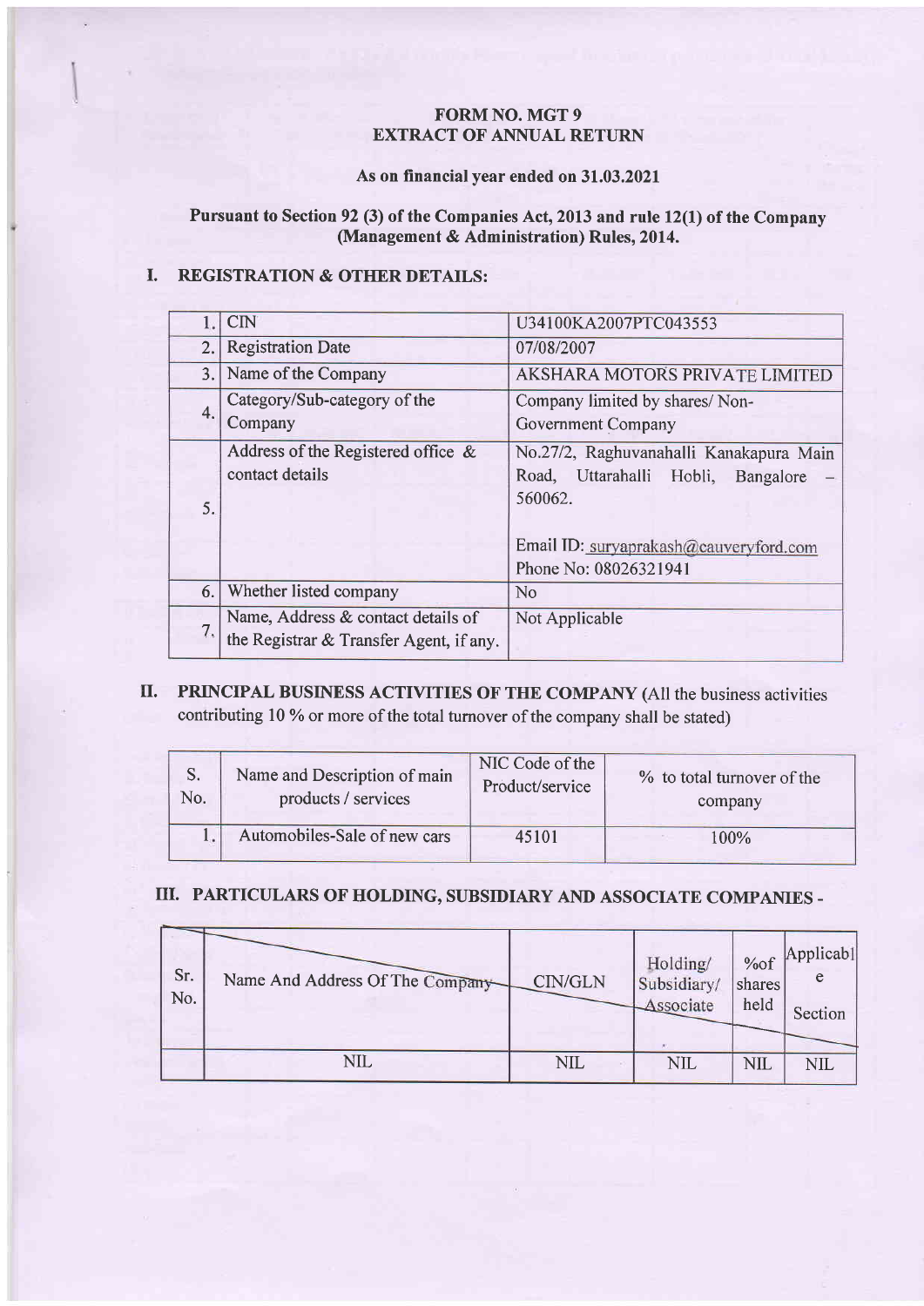# FORM NO. MGT 9
# EXTRACT OF ANNUAL RETURN

**As on financial year ended on 31.03.2021**

**Pursuant to Section 92 (3) of the Companies Act, 2013 and rule 12(1) of the Company (Management & Administration) Rules, 2014.**

## I. REGISTRATION & OTHER DETAILS:

| | | |
|---|---|---|
| 1. | CIN | U34100KA2007PTC043553 |
| 2. | Registration Date | 07/08/2007 |
| 3. | Name of the Company | AKSHARA MOTORS PRIVATE LIMITED |
| 4. | Category/Sub-category of the Company | Company limited by shares/ Non-Government Company |
| 5. | Address of the Registered office & contact details | No.27/2, Raghuvanahalli Kanakapura Main Road, Uttarahalli Hobli, Bangalore – 560062.<br><br>Email ID: suryaprakash@cauveryford.com<br>Phone No: 08026321941 |
| 6. | Whether listed company | No |
| 7. | Name, Address & contact details of the Registrar & Transfer Agent, if any. | Not Applicable |

## II. PRINCIPAL BUSINESS ACTIVITIES OF THE COMPANY (All the business activities contributing 10 % or more of the total turnover of the company shall be stated)

| S. No. | Name and Description of main products / services | NIC Code of the Product/service | % to total turnover of the company |
|---|---|---|---|
| 1. | Automobiles-Sale of new cars | 45101 | 100% |

## III. PARTICULARS OF HOLDING, SUBSIDIARY AND ASSOCIATE COMPANIES -

| Sr. No. | Name And Address Of The Company | CIN/GLN | Holding/ Subsidiary/ Associate | %of shares held | Applicable Section |
|---|---|---|---|---|---|
| | NIL | NIL | NIL | NIL | NIL |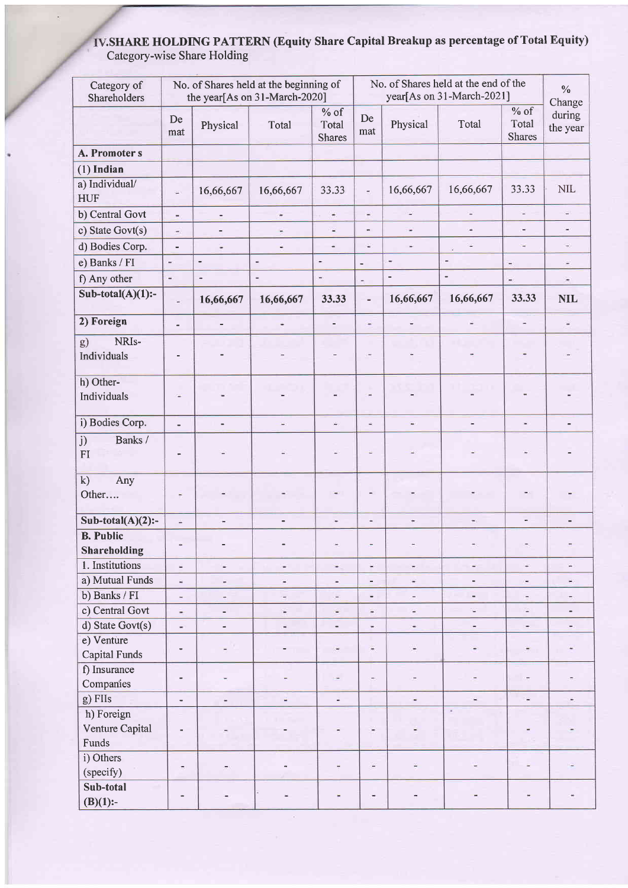# IV.SHARE HOLDING PATTERN (Equity Share Capital Breakup as percentage of Total Equity)

Category-wise Share Holding

| Category of Shareholders | No. of Shares held at the beginning of the year[As on 31-March-2020] | | | | No. of Shares held at the end of the year[As on 31-March-2021] | | | | % Change during the year |
|---|---|---|---|---|---|---|---|---|---|
| | Demat | Physical | Total | % of Total Shares | Demat | Physical | Total | % of Total Shares | |
| **A. Promoter s** | | | | | | | | | |
| **(1) Indian** | | | | | | | | | |
| a) Individual/ HUF | - | 16,66,667 | 16,66,667 | 33.33 | - | 16,66,667 | 16,66,667 | 33.33 | NIL |
| b) Central Govt | - | - | - | - | - | - | - | - | - |
| c) State Govt(s) | - | - | - | - | - | - | - | - | - |
| d) Bodies Corp. | - | - | - | - | - | - | - | - | - |
| e) Banks / FI | - | - | - | - | - | - | - | - | - |
| f) Any other | - | - | - | - | - | - | - | - | - |
| **Sub-total(A)(1):-** | - | **16,66,667** | **16,66,667** | **33.33** | - | **16,66,667** | **16,66,667** | **33.33** | **NIL** |
| **2) Foreign** | - | - | - | - | - | - | - | - | - |
| g) NRIs-Individuals | - | - | - | - | - | - | - | - | - |
| h) Other-Individuals | - | - | - | - | - | - | - | - | - |
| i) Bodies Corp. | - | - | - | - | - | - | - | - | - |
| j) Banks / FI | - | - | - | - | - | - | - | - | - |
| k) Any Other…. | - | - | - | - | - | - | - | - | - |
| **Sub-total(A)(2):-** | - | - | - | - | - | - | - | - | - |
| **B. Public Shareholding** | - | - | - | - | - | - | - | - | - |
| 1. Institutions | - | - | - | - | - | - | - | - | - |
| a) Mutual Funds | - | - | - | - | - | - | - | - | - |
| b) Banks / FI | - | - | - | - | - | - | - | - | - |
| c) Central Govt | - | - | - | - | - | - | - | - | - |
| d) State Govt(s) | - | - | - | - | - | - | - | - | - |
| e) Venture Capital Funds | - | - | - | - | - | - | - | - | - |
| f) Insurance Companies | - | - | - | - | - | - | - | - | - |
| g) FIIs | - | - | - | - | - | - | - | - | - |
| h) Foreign Venture Capital Funds | - | - | - | - | - | - | - | - | - |
| i) Others (specify) | - | - | - | - | - | - | - | - | - |
| **Sub-total (B)(1):-** | - | - | - | - | - | - | - | - | - |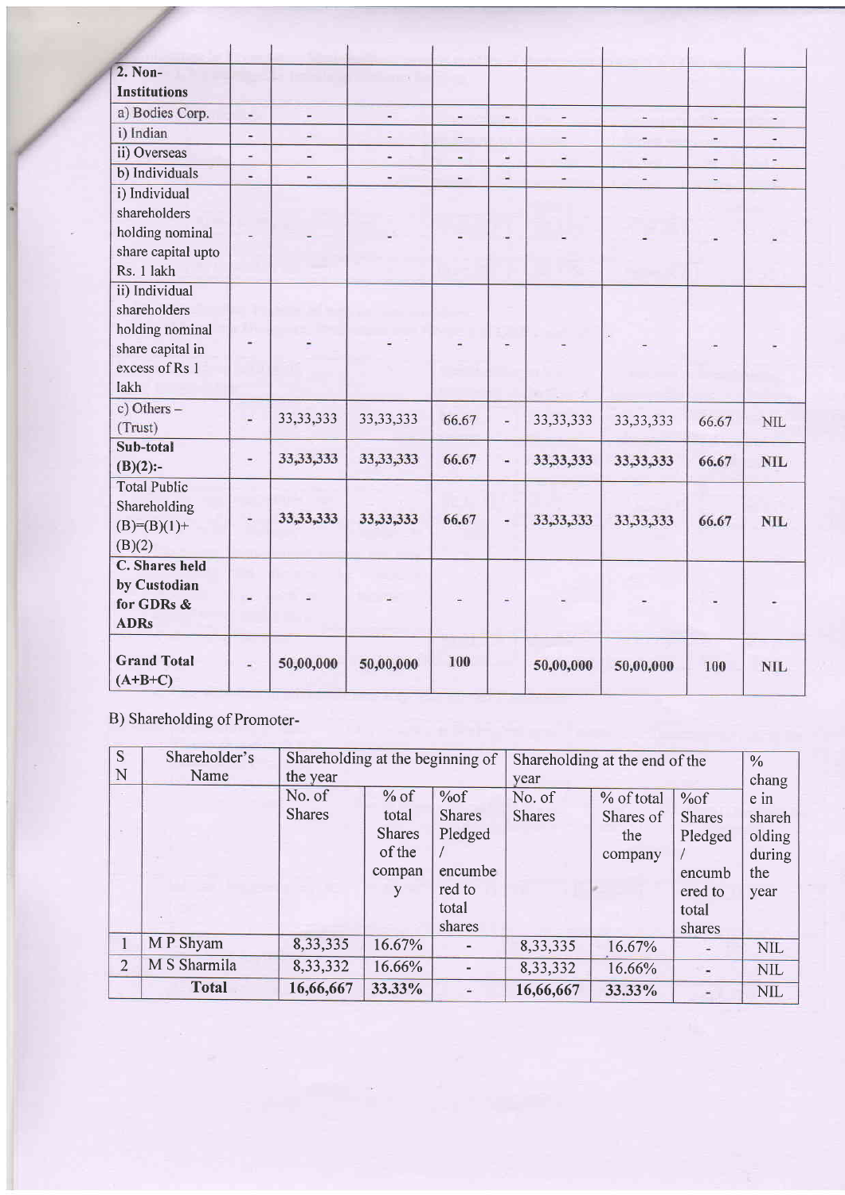| | | | | | | | | | |
|---|---|---|---|---|---|---|---|---|---|
| **2. Non-Institutions** | | | | | | | | | |
| a) Bodies Corp. | - | - | - | - | - | - | - | - | - |
| i) Indian | - | - | - | - | - | - | - | - | - |
| ii) Overseas | - | - | - | - | - | - | - | - | - |
| b) Individuals | - | - | - | - | - | - | - | - | - |
| i) Individual shareholders holding nominal share capital upto Rs. 1 lakh | - | - | - | - | - | - | - | - | - |
| ii) Individual shareholders holding nominal share capital in excess of Rs 1 lakh | - | - | - | - | - | - | - | - | - |
| c) Others – (Trust) | - | 33,33,333 | 33,33,333 | 66.67 | - | 33,33,333 | 33,33,333 | 66.67 | NIL |
| **Sub-total (B)(2):-** | - | **33,33,333** | **33,33,333** | **66.67** | - | **33,33,333** | **33,33,333** | **66.67** | **NIL** |
| Total Public Shareholding (B)=(B)(1)+ (B)(2) | - | **33,33,333** | **33,33,333** | **66.67** | - | **33,33,333** | **33,33,333** | **66.67** | **NIL** |
| **C. Shares held by Custodian for GDRs & ADRs** | - | - | - | - | - | - | - | - | - |
| **Grand Total (A+B+C)** | - | **50,00,000** | **50,00,000** | **100** | | **50,00,000** | **50,00,000** | **100** | **NIL** |

B) Shareholding of Promoter-

| SN | Shareholder's Name | Shareholding at the beginning of the year | | | Shareholding at the end of the year | | | % change in shareholding during the year |
|---|---|---|---|---|---|---|---|---|
| | | No. of Shares | % of total Shares of the company | %of Shares Pledged / encumbered to total shares | No. of Shares | % of total Shares of the company | %of Shares Pledged / encumbered to total shares | |
| 1 | M P Shyam | 8,33,335 | 16.67% | - | 8,33,335 | 16.67% | - | NIL |
| 2 | M S Sharmila | 8,33,332 | 16.66% | - | 8,33,332 | 16.66% | - | NIL |
| | **Total** | **16,66,667** | **33.33%** | - | **16,66,667** | **33.33%** | - | NIL |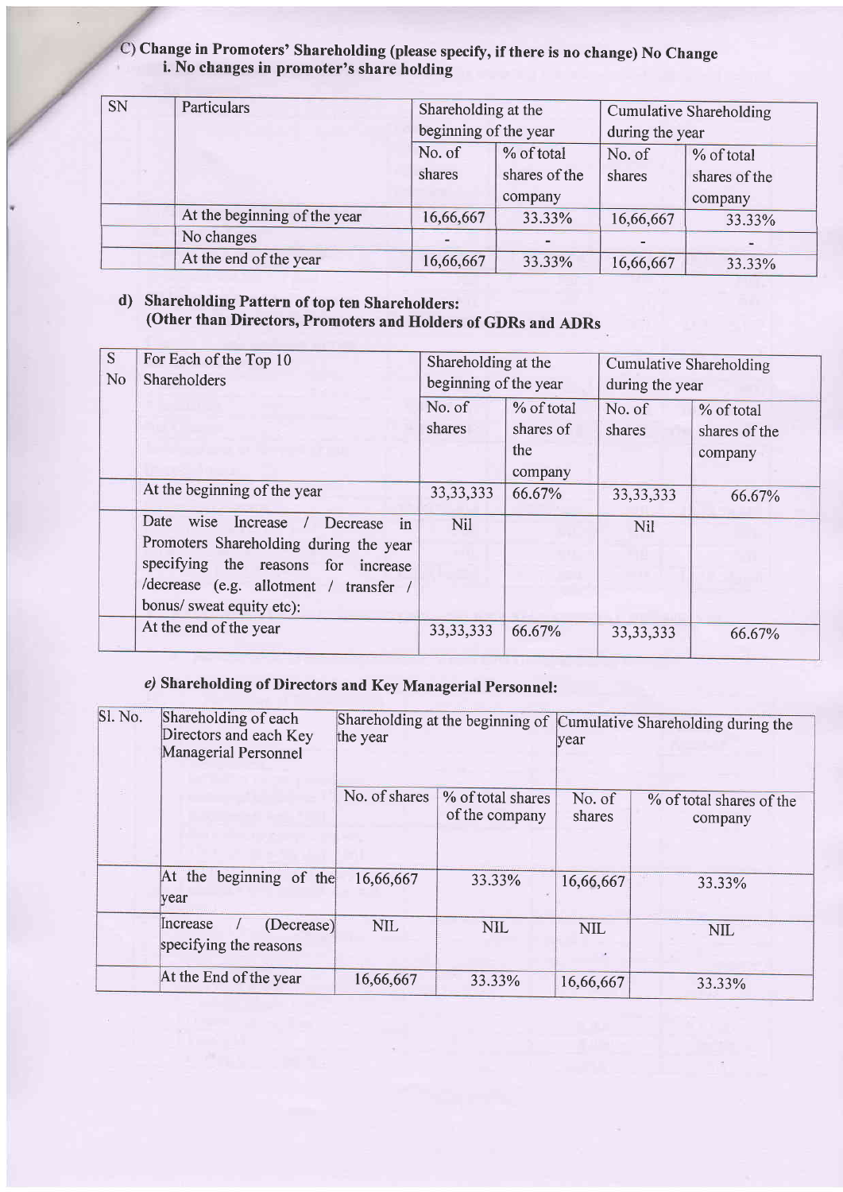C) **Change in Promoters' Shareholding (please specify, if there is no change) No Change**

**i. No changes in promoter's share holding**

| SN | Particulars | Shareholding at the beginning of the year | | Cumulative Shareholding during the year | |
|---|---|---|---|---|---|
| | | No. of shares | % of total shares of the company | No. of shares | % of total shares of the company |
| | At the beginning of the year | 16,66,667 | 33.33% | 16,66,667 | 33.33% |
| | No changes | - | - | - | - |
| | At the end of the year | 16,66,667 | 33.33% | 16,66,667 | 33.33% |

**d) Shareholding Pattern of top ten Shareholders:**
**(Other than Directors, Promoters and Holders of GDRs and ADRs**

| S No | For Each of the Top 10 Shareholders | Shareholding at the beginning of the year | | Cumulative Shareholding during the year | |
|---|---|---|---|---|---|
| | | No. of shares | % of total shares of the company | No. of shares | % of total shares of the company |
| | At the beginning of the year | 33,33,333 | 66.67% | 33,33,333 | 66.67% |
| | Date wise Increase / Decrease in Promoters Shareholding during the year specifying the reasons for increase /decrease (e.g. allotment / transfer / bonus/ sweat equity etc): | Nil | | Nil | |
| | At the end of the year | 33,33,333 | 66.67% | 33,33,333 | 66.67% |

***e)* Shareholding of Directors and Key Managerial Personnel:**

| Sl. No. | Shareholding of each Directors and each Key Managerial Personnel | Shareholding at the beginning of the year | | Cumulative Shareholding during the year | |
|---|---|---|---|---|---|
| | | No. of shares | % of total shares of the company | No. of shares | % of total shares of the company |
| | At the beginning of the year | 16,66,667 | 33.33% | 16,66,667 | 33.33% |
| | Increase / (Decrease) specifying the reasons | NIL | NIL | NIL | NIL |
| | At the End of the year | 16,66,667 | 33.33% | 16,66,667 | 33.33% |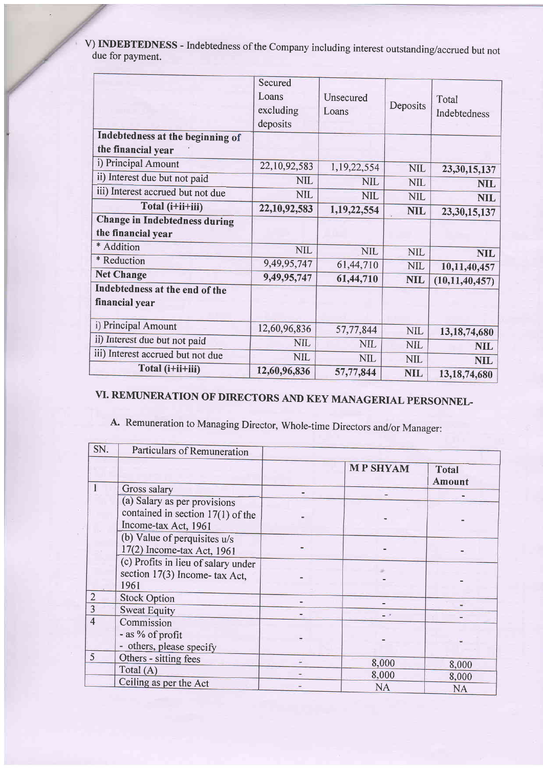V) **INDEBTEDNESS** - Indebtedness of the Company including interest outstanding/accrued but not due for payment.

| | Secured Loans excluding deposits | Unsecured Loans | Deposits | Total Indebtedness |
|---|---|---|---|---|
| **Indebtedness at the beginning of the financial year** | | | | |
| i) Principal Amount | 22,10,92,583 | 1,19,22,554 | NIL | **23,30,15,137** |
| ii) Interest due but not paid | NIL | NIL | NIL | **NIL** |
| iii) Interest accrued but not due | NIL | NIL | NIL | **NIL** |
| **Total (i+ii+iii)** | **22,10,92,583** | **1,19,22,554** | **NIL** | **23,30,15,137** |
| **Change in Indebtedness during the financial year** | | | | |
| * Addition | NIL | NIL | NIL | **NIL** |
| * Reduction | 9,49,95,747 | 61,44,710 | NIL | **10,11,40,457** |
| **Net Change** | **9,49,95,747** | **61,44,710** | **NIL** | **(10,11,40,457)** |
| **Indebtedness at the end of the financial year** | | | | |
| i) Principal Amount | 12,60,96,836 | 57,77,844 | NIL | **13,18,74,680** |
| ii) Interest due but not paid | NIL | NIL | NIL | **NIL** |
| iii) Interest accrued but not due | NIL | NIL | NIL | **NIL** |
| **Total (i+ii+iii)** | **12,60,96,836** | **57,77,844** | **NIL** | **13,18,74,680** |

## VI. REMUNERATION OF DIRECTORS AND KEY MANAGERIAL PERSONNEL-

A. Remuneration to Managing Director, Whole-time Directors and/or Manager:

| SN. | Particulars of Remuneration | | | |
|---|---|---|---|---|
| | | | **M P SHYAM** | **Total Amount** |
| 1 | Gross salary | - | - | - |
| | (a) Salary as per provisions contained in section 17(1) of the Income-tax Act, 1961 | - | - | - |
| | (b) Value of perquisites u/s 17(2) Income-tax Act, 1961 | - | - | - |
| | (c) Profits in lieu of salary under section 17(3) Income- tax Act, 1961 | - | - | - |
| 2 | Stock Option | - | - | - |
| 3 | Sweat Equity | - | - | - |
| 4 | Commission<br>- as % of profit<br>- others, please specify | - | - | - |
| 5 | Others - sitting fees | - | 8,000 | 8,000 |
| | Total (A) | - | 8,000 | 8,000 |
| | Ceiling as per the Act | - | NA | NA |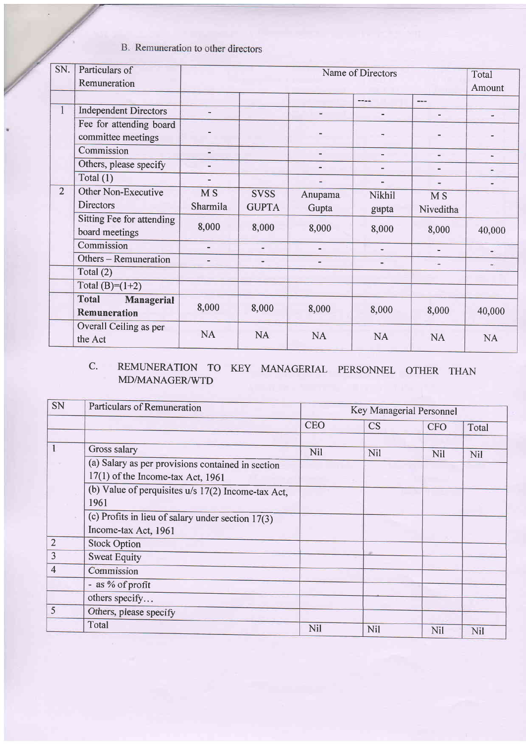B. Remuneration to other directors

| SN. | Particulars of Remuneration | Name of Directors | | | | | Total Amount |
|---|---|---|---|---|---|---|---|
| | | | | | ---- | --- | |
| 1 | Independent Directors | - | | - | - | - | - |
| | Fee for attending board committee meetings | - | | - | - | - | - |
| | Commission | - | | - | - | - | - |
| | Others, please specify | - | | - | - | - | - |
| | Total (1) | - | | - | - | - | - |
| 2 | Other Non-Executive Directors | M S Sharmila | SVSS GUPTA | Anupama Gupta | Nikhil gupta | M S Niveditha | |
| | Sitting Fee for attending board meetings | 8,000 | 8,000 | 8,000 | 8,000 | 8,000 | 40,000 |
| | Commission | - | - | - | - | - | - |
| | Others – Remuneration | - | - | - | - | - | - |
| | Total (2) | | | | | | |
| | Total (B)=(1+2) | | | | | | |
| | **Total Managerial Remuneration** | 8,000 | 8,000 | 8,000 | 8,000 | 8,000 | 40,000 |
| | Overall Ceiling as per the Act | NA | NA | NA | NA | NA | NA |

C. REMUNERATION TO KEY MANAGERIAL PERSONNEL OTHER THAN MD/MANAGER/WTD

| SN | Particulars of Remuneration | Key Managerial Personnel | | | |
|---|---|---|---|---|---|
| | | CEO | CS | CFO | Total |
| | | | | | |
| 1 | Gross salary | Nil | Nil | Nil | Nil |
| | (a) Salary as per provisions contained in section 17(1) of the Income-tax Act, 1961 | | | | |
| | (b) Value of perquisites u/s 17(2) Income-tax Act, 1961 | | | | |
| | (c) Profits in lieu of salary under section 17(3) Income-tax Act, 1961 | | | | |
| 2 | Stock Option | | | | |
| 3 | Sweat Equity | | | | |
| 4 | Commission | | | | |
| | - as % of profit | | | | |
| | others specify… | | | | |
| 5 | Others, please specify | | | | |
| | Total | Nil | Nil | Nil | Nil |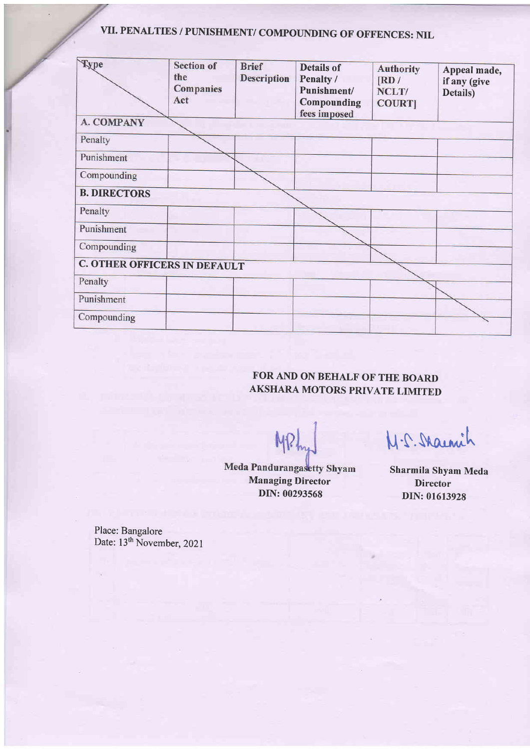## VII. PENALTIES / PUNISHMENT/ COMPOUNDING OF OFFENCES: NIL

| Type | Section of the Companies Act | Brief Description | Details of Penalty / Punishment/ Compounding fees imposed | Authority [RD / NCLT/ COURT] | Appeal made, if any (give Details) |
|---|---|---|---|---|---|
| **A. COMPANY** | | | | | |
| Penalty | | | | | |
| Punishment | | | | | |
| Compounding | | | | | |
| **B. DIRECTORS** | | | | | |
| Penalty | | | | | |
| Punishment | | | | | |
| Compounding | | | | | |
| **C. OTHER OFFICERS IN DEFAULT** | | | | | |
| Penalty | | | | | |
| Punishment | | | | | |
| Compounding | | | | | |

**FOR AND ON BEHALF OF THE BOARD**
**AKSHARA MOTORS PRIVATE LIMITED**

**Meda Pandurangasetty Shyam**
**Managing Director**
**DIN: 00293568**

**Sharmila Shyam Meda**
**Director**
**DIN: 01613928**

Place: Bangalore
Date: 13th November, 2021